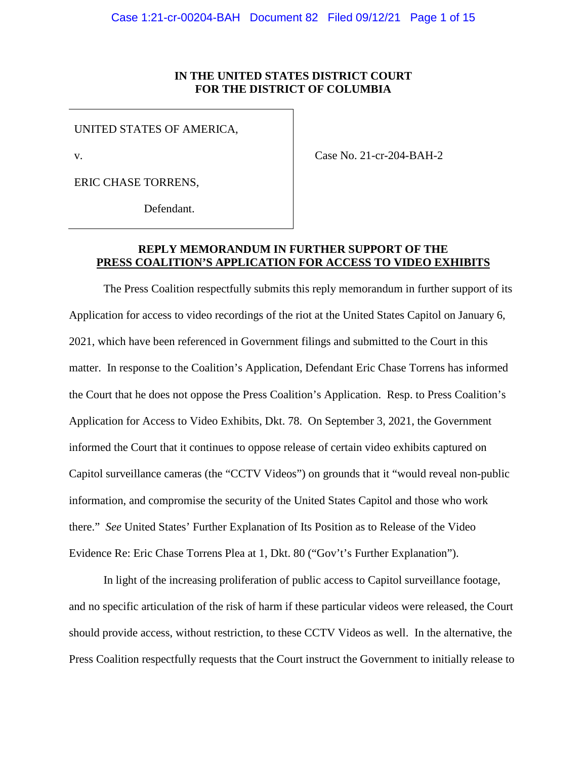**IN THE UNITED STATES DISTRICT COURT**
**FOR THE DISTRICT OF COLUMBIA**

| | |
|---|---|
| UNITED STATES OF AMERICA, | |
| v. | Case No. 21-cr-204-BAH-2 |
| ERIC CHASE TORRENS, | |
| Defendant. | |

**REPLY MEMORANDUM IN FURTHER SUPPORT OF THE**
**PRESS COALITION'S APPLICATION FOR ACCESS TO VIDEO EXHIBITS**

The Press Coalition respectfully submits this reply memorandum in further support of its Application for access to video recordings of the riot at the United States Capitol on January 6, 2021, which have been referenced in Government filings and submitted to the Court in this matter. In response to the Coalition's Application, Defendant Eric Chase Torrens has informed the Court that he does not oppose the Press Coalition's Application. Resp. to Press Coalition's Application for Access to Video Exhibits, Dkt. 78. On September 3, 2021, the Government informed the Court that it continues to oppose release of certain video exhibits captured on Capitol surveillance cameras (the "CCTV Videos") on grounds that it "would reveal non-public information, and compromise the security of the United States Capitol and those who work there." *See* United States' Further Explanation of Its Position as to Release of the Video Evidence Re: Eric Chase Torrens Plea at 1, Dkt. 80 ("Gov't's Further Explanation").

In light of the increasing proliferation of public access to Capitol surveillance footage, and no specific articulation of the risk of harm if these particular videos were released, the Court should provide access, without restriction, to these CCTV Videos as well. In the alternative, the Press Coalition respectfully requests that the Court instruct the Government to initially release to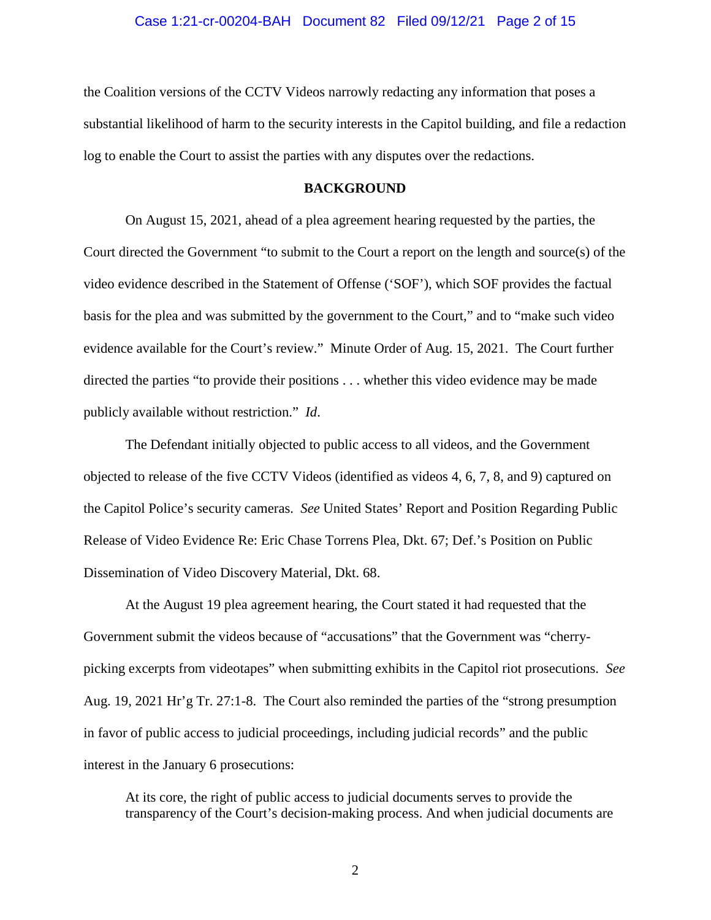the Coalition versions of the CCTV Videos narrowly redacting any information that poses a substantial likelihood of harm to the security interests in the Capitol building, and file a redaction log to enable the Court to assist the parties with any disputes over the redactions.

## BACKGROUND

On August 15, 2021, ahead of a plea agreement hearing requested by the parties, the Court directed the Government "to submit to the Court a report on the length and source(s) of the video evidence described in the Statement of Offense ('SOF'), which SOF provides the factual basis for the plea and was submitted by the government to the Court," and to "make such video evidence available for the Court's review." Minute Order of Aug. 15, 2021. The Court further directed the parties "to provide their positions . . . whether this video evidence may be made publicly available without restriction." *Id*.

The Defendant initially objected to public access to all videos, and the Government objected to release of the five CCTV Videos (identified as videos 4, 6, 7, 8, and 9) captured on the Capitol Police's security cameras. *See* United States' Report and Position Regarding Public Release of Video Evidence Re: Eric Chase Torrens Plea, Dkt. 67; Def.'s Position on Public Dissemination of Video Discovery Material, Dkt. 68.

At the August 19 plea agreement hearing, the Court stated it had requested that the Government submit the videos because of "accusations" that the Government was "cherry-picking excerpts from videotapes" when submitting exhibits in the Capitol riot prosecutions. *See* Aug. 19, 2021 Hr'g Tr. 27:1-8. The Court also reminded the parties of the "strong presumption in favor of public access to judicial proceedings, including judicial records" and the public interest in the January 6 prosecutions:

> At its core, the right of public access to judicial documents serves to provide the transparency of the Court's decision-making process. And when judicial documents are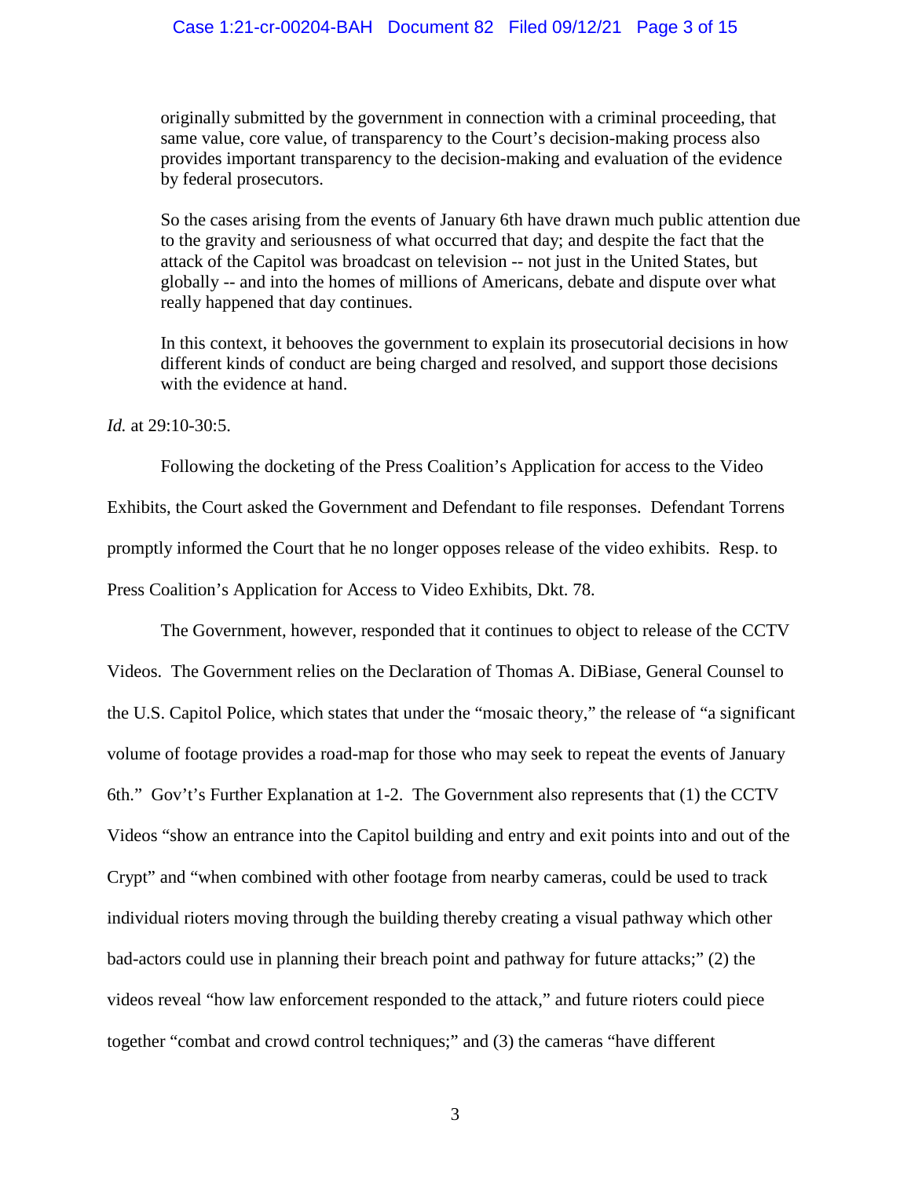> originally submitted by the government in connection with a criminal proceeding, that same value, core value, of transparency to the Court's decision-making process also provides important transparency to the decision-making and evaluation of the evidence by federal prosecutors.
>
> So the cases arising from the events of January 6th have drawn much public attention due to the gravity and seriousness of what occurred that day; and despite the fact that the attack of the Capitol was broadcast on television -- not just in the United States, but globally -- and into the homes of millions of Americans, debate and dispute over what really happened that day continues.
>
> In this context, it behooves the government to explain its prosecutorial decisions in how different kinds of conduct are being charged and resolved, and support those decisions with the evidence at hand.

*Id.* at 29:10-30:5.

Following the docketing of the Press Coalition's Application for access to the Video Exhibits, the Court asked the Government and Defendant to file responses. Defendant Torrens promptly informed the Court that he no longer opposes release of the video exhibits. Resp. to Press Coalition's Application for Access to Video Exhibits, Dkt. 78.

The Government, however, responded that it continues to object to release of the CCTV Videos. The Government relies on the Declaration of Thomas A. DiBiase, General Counsel to the U.S. Capitol Police, which states that under the "mosaic theory," the release of "a significant volume of footage provides a road-map for those who may seek to repeat the events of January 6th." Gov't's Further Explanation at 1-2. The Government also represents that (1) the CCTV Videos "show an entrance into the Capitol building and entry and exit points into and out of the Crypt" and "when combined with other footage from nearby cameras, could be used to track individual rioters moving through the building thereby creating a visual pathway which other bad-actors could use in planning their breach point and pathway for future attacks;" (2) the videos reveal "how law enforcement responded to the attack," and future rioters could piece together "combat and crowd control techniques;" and (3) the cameras "have different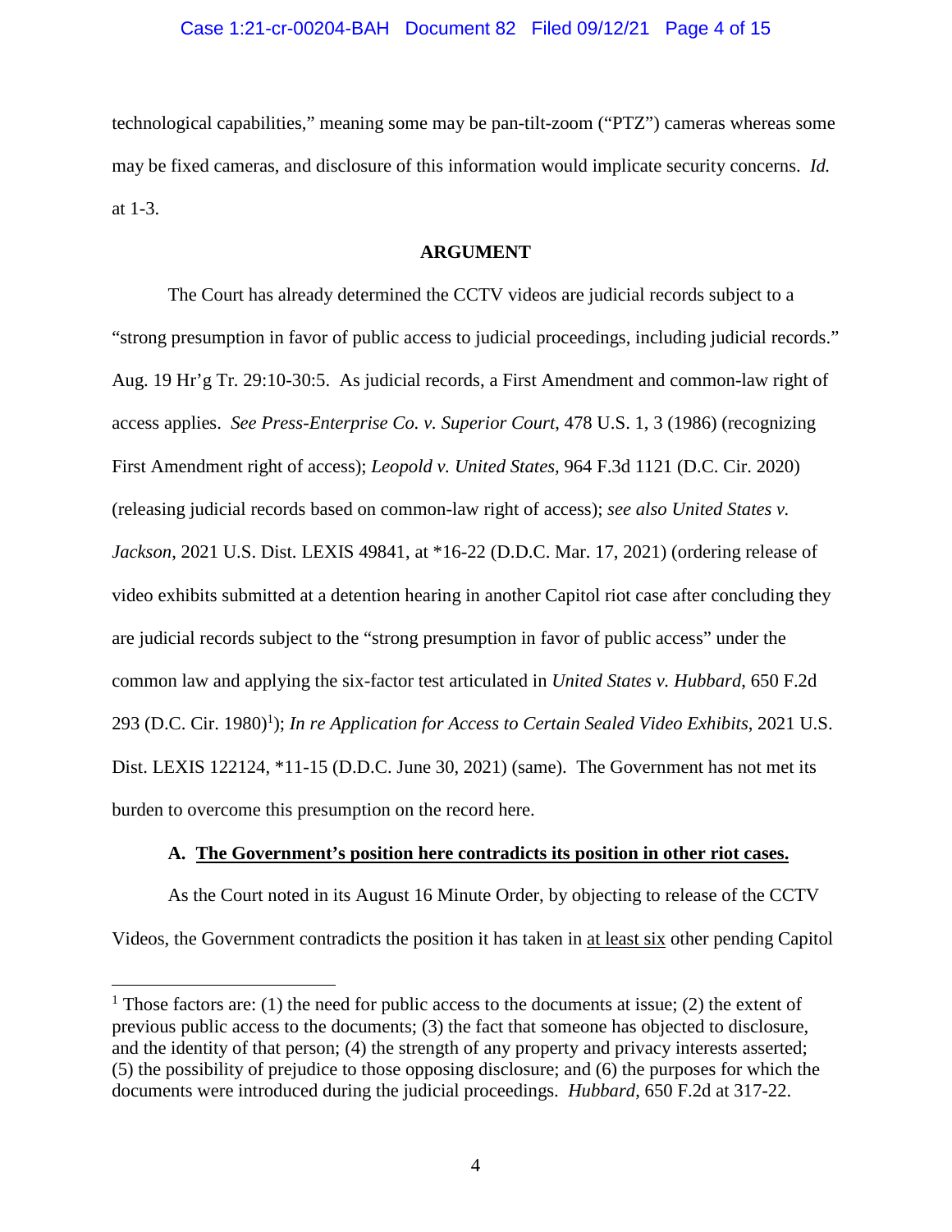technological capabilities," meaning some may be pan-tilt-zoom ("PTZ") cameras whereas some may be fixed cameras, and disclosure of this information would implicate security concerns. *Id.* at 1-3.

## ARGUMENT

The Court has already determined the CCTV videos are judicial records subject to a "strong presumption in favor of public access to judicial proceedings, including judicial records." Aug. 19 Hr'g Tr. 29:10-30:5. As judicial records, a First Amendment and common-law right of access applies. *See Press-Enterprise Co. v. Superior Court*, 478 U.S. 1, 3 (1986) (recognizing First Amendment right of access); *Leopold v. United States,* 964 F.3d 1121 (D.C. Cir. 2020) (releasing judicial records based on common-law right of access); *see also United States v. Jackson*, 2021 U.S. Dist. LEXIS 49841, at *16-22 (D.D.C. Mar. 17, 2021) (ordering release of video exhibits submitted at a detention hearing in another Capitol riot case after concluding they are judicial records subject to the "strong presumption in favor of public access" under the common law and applying the six-factor test articulated in *United States v. Hubbard*, 650 F.2d 293 (D.C. Cir. 1980)[1]); *In re Application for Access to Certain Sealed Video Exhibits*, 2021 U.S. Dist. LEXIS 122124, *11-15 (D.D.C. June 30, 2021) (same). The Government has not met its burden to overcome this presumption on the record here.

### A. The Government's position here contradicts its position in other riot cases.

As the Court noted in its August 16 Minute Order, by objecting to release of the CCTV Videos, the Government contradicts the position it has taken in at least six other pending Capitol

---

[1] Those factors are: (1) the need for public access to the documents at issue; (2) the extent of previous public access to the documents; (3) the fact that someone has objected to disclosure, and the identity of that person; (4) the strength of any property and privacy interests asserted; (5) the possibility of prejudice to those opposing disclosure; and (6) the purposes for which the documents were introduced during the judicial proceedings. *Hubbard*, 650 F.2d at 317-22.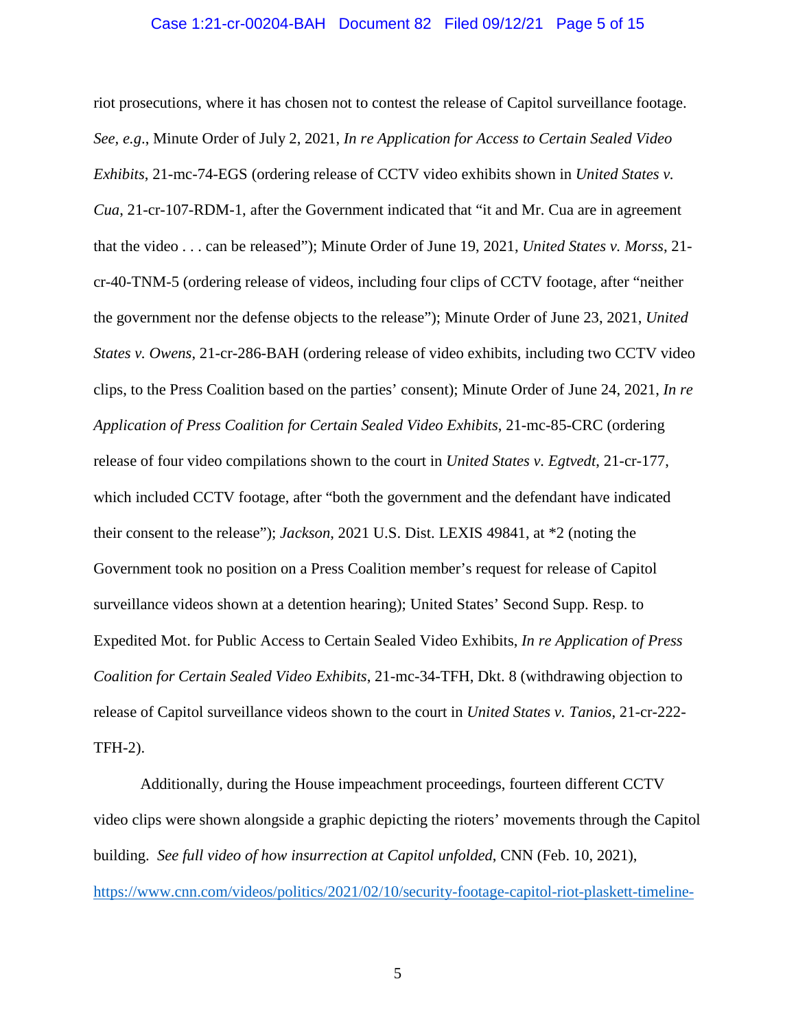riot prosecutions, where it has chosen not to contest the release of Capitol surveillance footage. *See, e.g*., Minute Order of July 2, 2021, *In re Application for Access to Certain Sealed Video Exhibits*, 21-mc-74-EGS (ordering release of CCTV video exhibits shown in *United States v. Cua*, 21-cr-107-RDM-1, after the Government indicated that "it and Mr. Cua are in agreement that the video . . . can be released"); Minute Order of June 19, 2021, *United States v. Morss*, 21-cr-40-TNM-5 (ordering release of videos, including four clips of CCTV footage, after "neither the government nor the defense objects to the release"); Minute Order of June 23, 2021, *United States v. Owens*, 21-cr-286-BAH (ordering release of video exhibits, including two CCTV video clips, to the Press Coalition based on the parties' consent); Minute Order of June 24, 2021, *In re Application of Press Coalition for Certain Sealed Video Exhibits*, 21-mc-85-CRC (ordering release of four video compilations shown to the court in *United States v. Egtvedt*, 21-cr-177, which included CCTV footage, after "both the government and the defendant have indicated their consent to the release"); *Jackson*, 2021 U.S. Dist. LEXIS 49841, at *2 (noting the Government took no position on a Press Coalition member's request for release of Capitol surveillance videos shown at a detention hearing); United States' Second Supp. Resp. to Expedited Mot. for Public Access to Certain Sealed Video Exhibits, *In re Application of Press Coalition for Certain Sealed Video Exhibits*, 21-mc-34-TFH, Dkt. 8 (withdrawing objection to release of Capitol surveillance videos shown to the court in *United States v. Tanios*, 21-cr-222-TFH-2).

Additionally, during the House impeachment proceedings, fourteen different CCTV video clips were shown alongside a graphic depicting the rioters' movements through the Capitol building. *See full video of how insurrection at Capitol unfolded*, CNN (Feb. 10, 2021), https://www.cnn.com/videos/politics/2021/02/10/security-footage-capitol-riot-plaskett-timeline-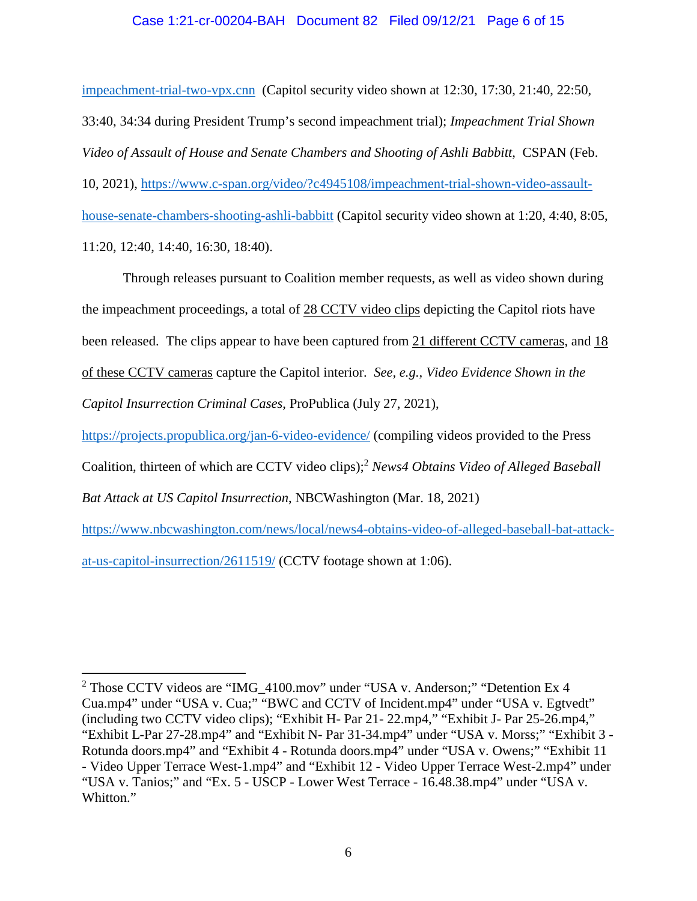impeachment-trial-two-vpx.cnn (Capitol security video shown at 12:30, 17:30, 21:40, 22:50, 33:40, 34:34 during President Trump's second impeachment trial); *Impeachment Trial Shown Video of Assault of House and Senate Chambers and Shooting of Ashli Babbitt*, CSPAN (Feb. 10, 2021), https://www.c-span.org/video/?c4945108/impeachment-trial-shown-video-assault-house-senate-chambers-shooting-ashli-babbitt (Capitol security video shown at 1:20, 4:40, 8:05, 11:20, 12:40, 14:40, 16:30, 18:40).

Through releases pursuant to Coalition member requests, as well as video shown during the impeachment proceedings, a total of 28 CCTV video clips depicting the Capitol riots have been released. The clips appear to have been captured from 21 different CCTV cameras, and 18 of these CCTV cameras capture the Capitol interior. *See, e.g., Video Evidence Shown in the Capitol Insurrection Criminal Cases*, ProPublica (July 27, 2021), https://projects.propublica.org/jan-6-video-evidence/ (compiling videos provided to the Press Coalition, thirteen of which are CCTV video clips);[2] *News4 Obtains Video of Alleged Baseball Bat Attack at US Capitol Insurrection*, NBCWashington (Mar. 18, 2021) https://www.nbcwashington.com/news/local/news4-obtains-video-of-alleged-baseball-bat-attack-at-us-capitol-insurrection/2611519/ (CCTV footage shown at 1:06).

---

[2] Those CCTV videos are "IMG_4100.mov" under "USA v. Anderson;" "Detention Ex 4 Cua.mp4" under "USA v. Cua;" "BWC and CCTV of Incident.mp4" under "USA v. Egtvedt" (including two CCTV video clips); "Exhibit H- Par 21- 22.mp4," "Exhibit J- Par 25-26.mp4," "Exhibit L-Par 27-28.mp4" and "Exhibit N- Par 31-34.mp4" under "USA v. Morss;" "Exhibit 3 - Rotunda doors.mp4" and "Exhibit 4 - Rotunda doors.mp4" under "USA v. Owens;" "Exhibit 11 - Video Upper Terrace West-1.mp4" and "Exhibit 12 - Video Upper Terrace West-2.mp4" under "USA v. Tanios;" and "Ex. 5 - USCP - Lower West Terrace - 16.48.38.mp4" under "USA v. Whitton."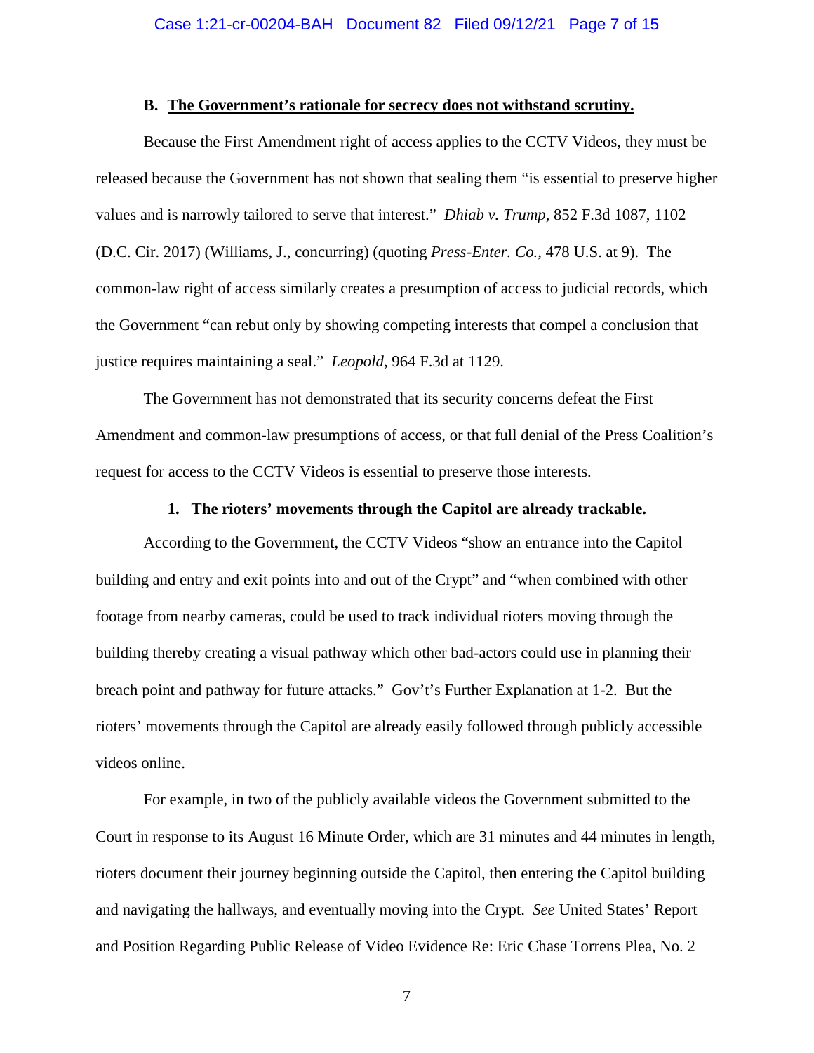### B. <u>The Government's rationale for secrecy does not withstand scrutiny.</u>

Because the First Amendment right of access applies to the CCTV Videos, they must be released because the Government has not shown that sealing them "is essential to preserve higher values and is narrowly tailored to serve that interest." *Dhiab v. Trump*, 852 F.3d 1087, 1102 (D.C. Cir. 2017) (Williams, J., concurring) (quoting *Press-Enter. Co.*, 478 U.S. at 9). The common-law right of access similarly creates a presumption of access to judicial records, which the Government "can rebut only by showing competing interests that compel a conclusion that justice requires maintaining a seal." *Leopold*, 964 F.3d at 1129.

The Government has not demonstrated that its security concerns defeat the First Amendment and common-law presumptions of access, or that full denial of the Press Coalition's request for access to the CCTV Videos is essential to preserve those interests.

#### 1. The rioters' movements through the Capitol are already trackable.

According to the Government, the CCTV Videos "show an entrance into the Capitol building and entry and exit points into and out of the Crypt" and "when combined with other footage from nearby cameras, could be used to track individual rioters moving through the building thereby creating a visual pathway which other bad-actors could use in planning their breach point and pathway for future attacks." Gov't's Further Explanation at 1-2. But the rioters' movements through the Capitol are already easily followed through publicly accessible videos online.

For example, in two of the publicly available videos the Government submitted to the Court in response to its August 16 Minute Order, which are 31 minutes and 44 minutes in length, rioters document their journey beginning outside the Capitol, then entering the Capitol building and navigating the hallways, and eventually moving into the Crypt. *See* United States' Report and Position Regarding Public Release of Video Evidence Re: Eric Chase Torrens Plea, No. 2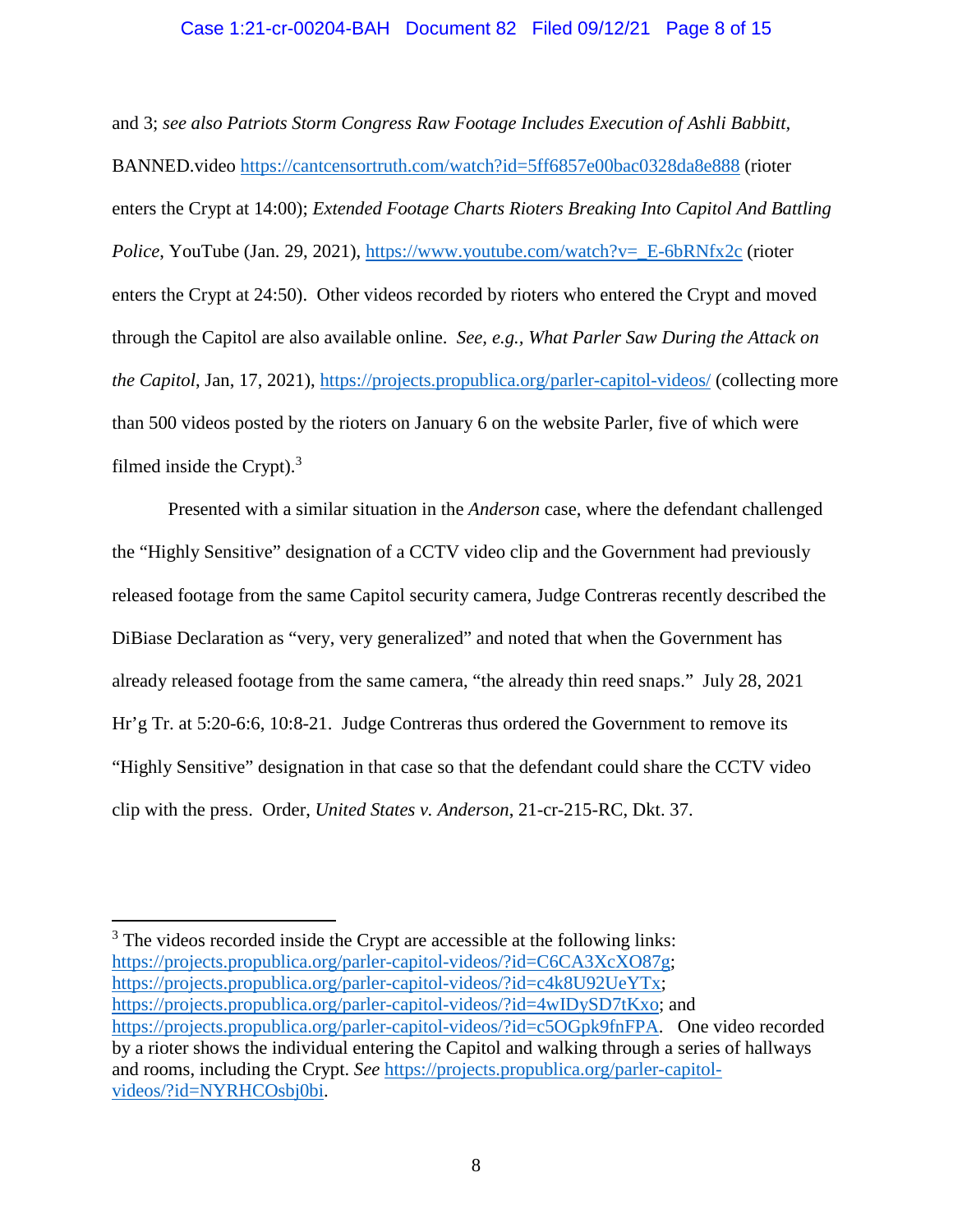and 3; *see also Patriots Storm Congress Raw Footage Includes Execution of Ashli Babbitt*, BANNED.video https://cantcensortruth.com/watch?id=5ff6857e00bac0328da8e888 (rioter enters the Crypt at 14:00); *Extended Footage Charts Rioters Breaking Into Capitol And Battling Police*, YouTube (Jan. 29, 2021), https://www.youtube.com/watch?v=_E-6bRNfx2c (rioter enters the Crypt at 24:50). Other videos recorded by rioters who entered the Crypt and moved through the Capitol are also available online. *See, e.g.*, *What Parler Saw During the Attack on the Capitol*, Jan, 17, 2021), https://projects.propublica.org/parler-capitol-videos/ (collecting more than 500 videos posted by the rioters on January 6 on the website Parler, five of which were filmed inside the Crypt).[3]

Presented with a similar situation in the *Anderson* case, where the defendant challenged the "Highly Sensitive" designation of a CCTV video clip and the Government had previously released footage from the same Capitol security camera, Judge Contreras recently described the DiBiase Declaration as "very, very generalized" and noted that when the Government has already released footage from the same camera, "the already thin reed snaps." July 28, 2021 Hr'g Tr. at 5:20-6:6, 10:8-21. Judge Contreras thus ordered the Government to remove its "Highly Sensitive" designation in that case so that the defendant could share the CCTV video clip with the press. Order, *United States v. Anderson*, 21-cr-215-RC, Dkt. 37.

---

[3] The videos recorded inside the Crypt are accessible at the following links: https://projects.propublica.org/parler-capitol-videos/?id=C6CA3XcXO87g; https://projects.propublica.org/parler-capitol-videos/?id=c4k8U92UeYTx; https://projects.propublica.org/parler-capitol-videos/?id=4wIDySD7tKxo; and https://projects.propublica.org/parler-capitol-videos/?id=c5OGpk9fnFPA. One video recorded by a rioter shows the individual entering the Capitol and walking through a series of hallways and rooms, including the Crypt. *See* https://projects.propublica.org/parler-capitol-videos/?id=NYRHCOsbj0bi.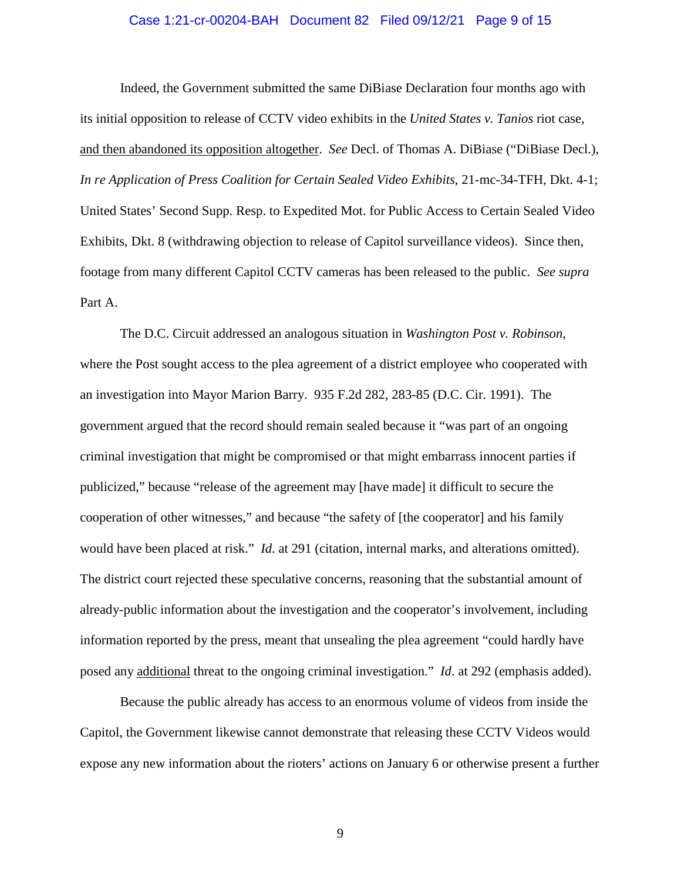Indeed, the Government submitted the same DiBiase Declaration four months ago with its initial opposition to release of CCTV video exhibits in the *United States v. Tanios* riot case, <u>and then abandoned its opposition altogether</u>. *See* Decl. of Thomas A. DiBiase ("DiBiase Decl.), *In re Application of Press Coalition for Certain Sealed Video Exhibits*, 21-mc-34-TFH, Dkt. 4-1; United States' Second Supp. Resp. to Expedited Mot. for Public Access to Certain Sealed Video Exhibits, Dkt. 8 (withdrawing objection to release of Capitol surveillance videos). Since then, footage from many different Capitol CCTV cameras has been released to the public. *See supra* Part A.

The D.C. Circuit addressed an analogous situation in *Washington Post v. Robinson*, where the Post sought access to the plea agreement of a district employee who cooperated with an investigation into Mayor Marion Barry. 935 F.2d 282, 283-85 (D.C. Cir. 1991). The government argued that the record should remain sealed because it "was part of an ongoing criminal investigation that might be compromised or that might embarrass innocent parties if publicized," because "release of the agreement may [have made] it difficult to secure the cooperation of other witnesses," and because "the safety of [the cooperator] and his family would have been placed at risk." *Id*. at 291 (citation, internal marks, and alterations omitted). The district court rejected these speculative concerns, reasoning that the substantial amount of already-public information about the investigation and the cooperator's involvement, including information reported by the press, meant that unsealing the plea agreement "could hardly have posed any <u>additional</u> threat to the ongoing criminal investigation." *Id*. at 292 (emphasis added).

Because the public already has access to an enormous volume of videos from inside the Capitol, the Government likewise cannot demonstrate that releasing these CCTV Videos would expose any new information about the rioters' actions on January 6 or otherwise present a further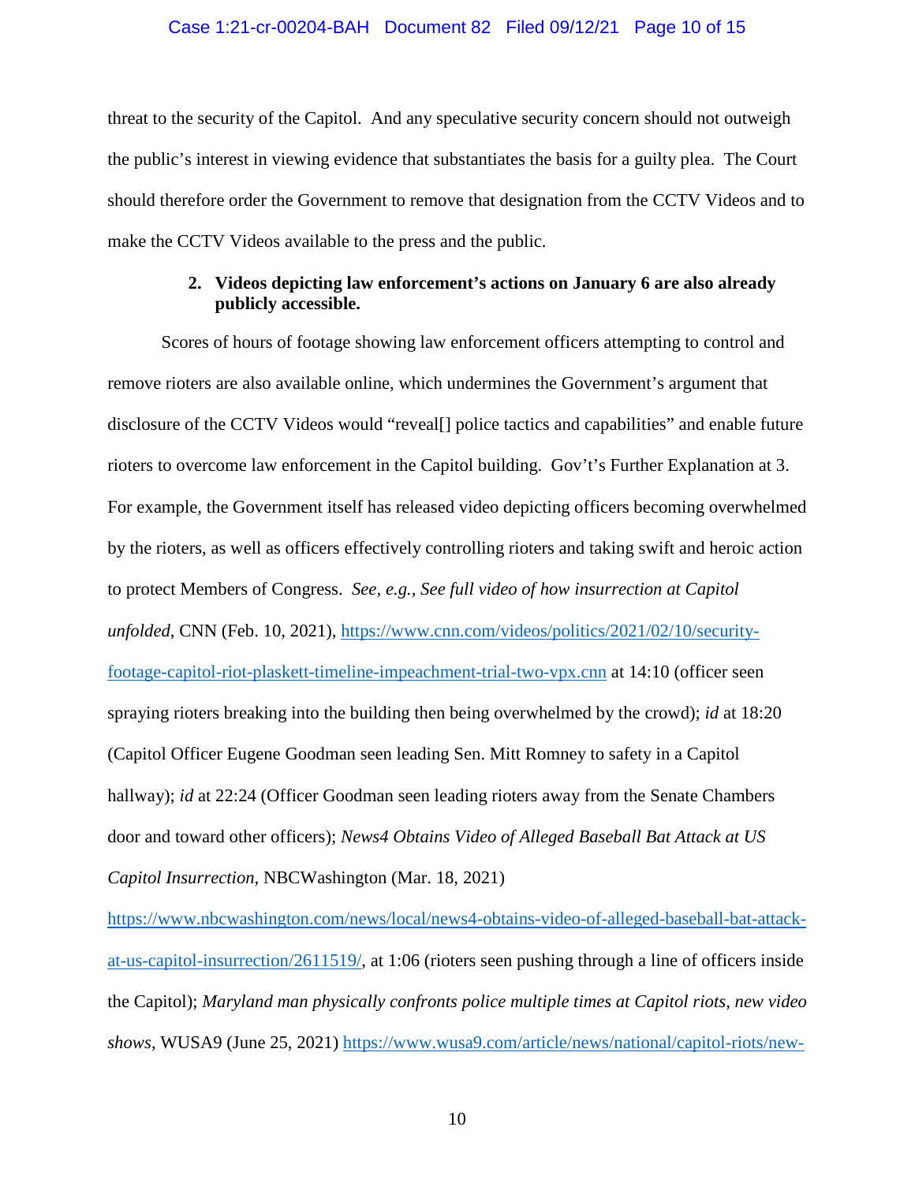threat to the security of the Capitol. And any speculative security concern should not outweigh the public's interest in viewing evidence that substantiates the basis for a guilty plea. The Court should therefore order the Government to remove that designation from the CCTV Videos and to make the CCTV Videos available to the press and the public.

**2. Videos depicting law enforcement's actions on January 6 are also already publicly accessible.**

Scores of hours of footage showing law enforcement officers attempting to control and remove rioters are also available online, which undermines the Government's argument that disclosure of the CCTV Videos would "reveal[] police tactics and capabilities" and enable future rioters to overcome law enforcement in the Capitol building. Gov't's Further Explanation at 3. For example, the Government itself has released video depicting officers becoming overwhelmed by the rioters, as well as officers effectively controlling rioters and taking swift and heroic action to protect Members of Congress. *See, e.g.*, *See full video of how insurrection at Capitol unfolded*, CNN (Feb. 10, 2021), https://www.cnn.com/videos/politics/2021/02/10/security-footage-capitol-riot-plaskett-timeline-impeachment-trial-two-vpx.cnn at 14:10 (officer seen spraying rioters breaking into the building then being overwhelmed by the crowd); *id* at 18:20 (Capitol Officer Eugene Goodman seen leading Sen. Mitt Romney to safety in a Capitol hallway); *id* at 22:24 (Officer Goodman seen leading rioters away from the Senate Chambers door and toward other officers); *News4 Obtains Video of Alleged Baseball Bat Attack at US Capitol Insurrection*, NBCWashington (Mar. 18, 2021) https://www.nbcwashington.com/news/local/news4-obtains-video-of-alleged-baseball-bat-attack-at-us-capitol-insurrection/2611519/, at 1:06 (rioters seen pushing through a line of officers inside the Capitol); *Maryland man physically confronts police multiple times at Capitol riots, new video shows*, WUSA9 (June 25, 2021) https://www.wusa9.com/article/news/national/capitol-riots/new-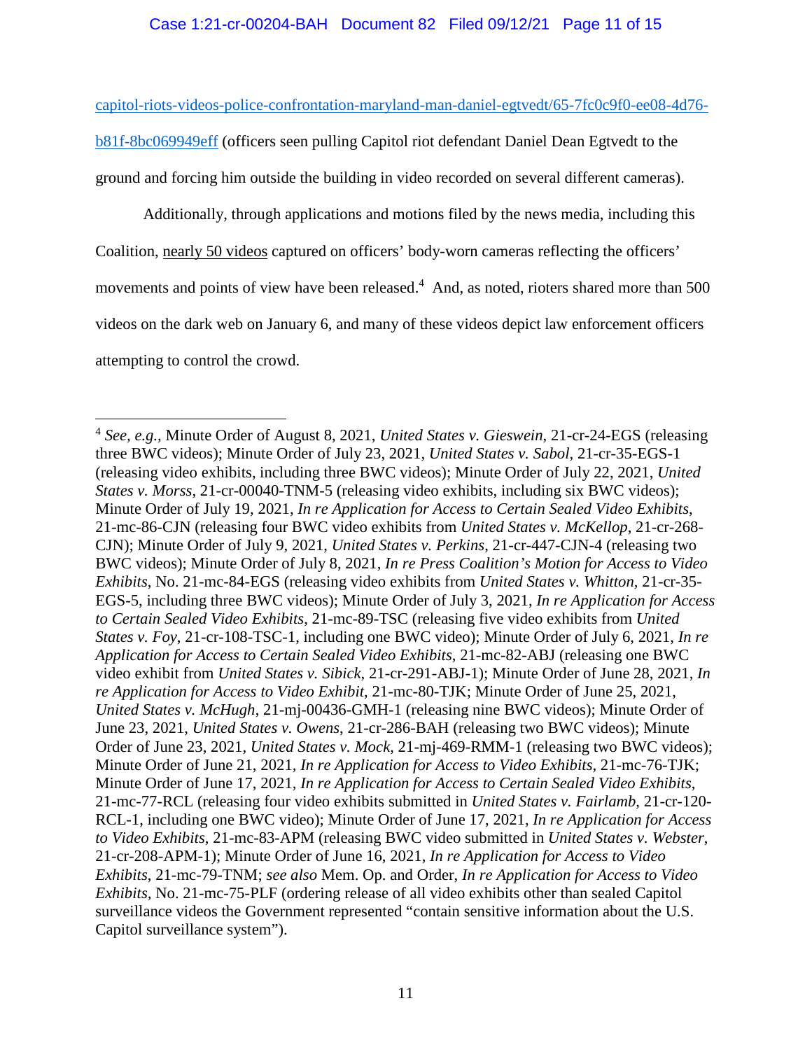capitol-riots-videos-police-confrontation-maryland-man-daniel-egtvedt/65-7fc0c9f0-ee08-4d76-b81f-8bc069949eff (officers seen pulling Capitol riot defendant Daniel Dean Egtvedt to the ground and forcing him outside the building in video recorded on several different cameras).

Additionally, through applications and motions filed by the news media, including this Coalition, nearly 50 videos captured on officers' body-worn cameras reflecting the officers' movements and points of view have been released.[4] And, as noted, rioters shared more than 500 videos on the dark web on January 6, and many of these videos depict law enforcement officers attempting to control the crowd.

---

[4] *See, e.g.*, Minute Order of August 8, 2021, *United States v. Gieswein*, 21-cr-24-EGS (releasing three BWC videos); Minute Order of July 23, 2021, *United States v. Sabol*, 21-cr-35-EGS-1 (releasing video exhibits, including three BWC videos); Minute Order of July 22, 2021, *United States v. Morss*, 21-cr-00040-TNM-5 (releasing video exhibits, including six BWC videos); Minute Order of July 19, 2021, *In re Application for Access to Certain Sealed Video Exhibits*, 21-mc-86-CJN (releasing four BWC video exhibits from *United States v. McKellop*, 21-cr-268-CJN); Minute Order of July 9, 2021, *United States v. Perkins*, 21-cr-447-CJN-4 (releasing two BWC videos); Minute Order of July 8, 2021, *In re Press Coalition's Motion for Access to Video Exhibits*, No. 21-mc-84-EGS (releasing video exhibits from *United States v. Whitton*, 21-cr-35-EGS-5, including three BWC videos); Minute Order of July 3, 2021, *In re Application for Access to Certain Sealed Video Exhibits*, 21-mc-89-TSC (releasing five video exhibits from *United States v. Foy*, 21-cr-108-TSC-1, including one BWC video); Minute Order of July 6, 2021, *In re Application for Access to Certain Sealed Video Exhibits*, 21-mc-82-ABJ (releasing one BWC video exhibit from *United States v. Sibick*, 21-cr-291-ABJ-1); Minute Order of June 28, 2021, *In re Application for Access to Video Exhibit*, 21-mc-80-TJK; Minute Order of June 25, 2021, *United States v. McHugh*, 21-mj-00436-GMH-1 (releasing nine BWC videos); Minute Order of June 23, 2021, *United States v. Owens*, 21-cr-286-BAH (releasing two BWC videos); Minute Order of June 23, 2021, *United States v. Mock*, 21-mj-469-RMM-1 (releasing two BWC videos); Minute Order of June 21, 2021, *In re Application for Access to Video Exhibits*, 21-mc-76-TJK; Minute Order of June 17, 2021, *In re Application for Access to Certain Sealed Video Exhibits*, 21-mc-77-RCL (releasing four video exhibits submitted in *United States v. Fairlamb*, 21-cr-120-RCL-1, including one BWC video); Minute Order of June 17, 2021, *In re Application for Access to Video Exhibits*, 21-mc-83-APM (releasing BWC video submitted in *United States v. Webster*, 21-cr-208-APM-1); Minute Order of June 16, 2021, *In re Application for Access to Video Exhibits*, 21-mc-79-TNM; *see also* Mem. Op. and Order, *In re Application for Access to Video Exhibits*, No. 21-mc-75-PLF (ordering release of all video exhibits other than sealed Capitol surveillance videos the Government represented "contain sensitive information about the U.S. Capitol surveillance system").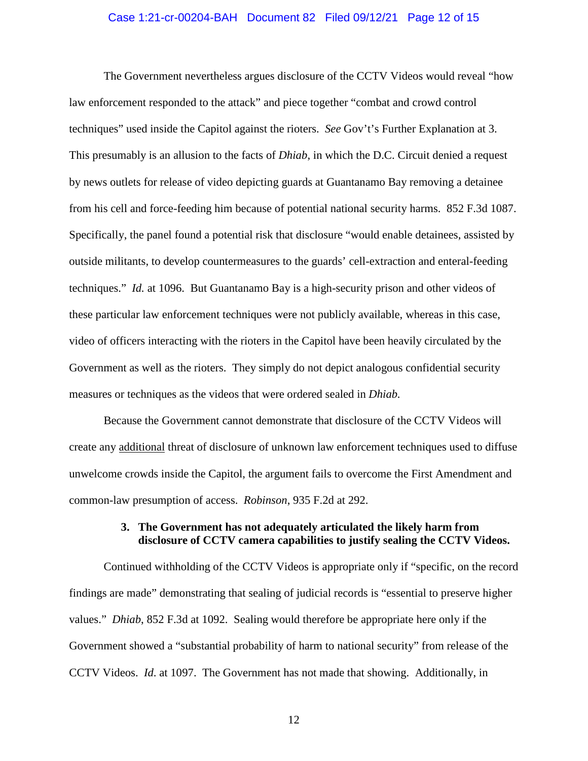The Government nevertheless argues disclosure of the CCTV Videos would reveal "how law enforcement responded to the attack" and piece together "combat and crowd control techniques" used inside the Capitol against the rioters. *See* Gov't's Further Explanation at 3. This presumably is an allusion to the facts of *Dhiab*, in which the D.C. Circuit denied a request by news outlets for release of video depicting guards at Guantanamo Bay removing a detainee from his cell and force-feeding him because of potential national security harms. 852 F.3d 1087. Specifically, the panel found a potential risk that disclosure "would enable detainees, assisted by outside militants, to develop countermeasures to the guards' cell-extraction and enteral-feeding techniques." *Id.* at 1096. But Guantanamo Bay is a high-security prison and other videos of these particular law enforcement techniques were not publicly available, whereas in this case, video of officers interacting with the rioters in the Capitol have been heavily circulated by the Government as well as the rioters. They simply do not depict analogous confidential security measures or techniques as the videos that were ordered sealed in *Dhiab.*

Because the Government cannot demonstrate that disclosure of the CCTV Videos will create any additional threat of disclosure of unknown law enforcement techniques used to diffuse unwelcome crowds inside the Capitol, the argument fails to overcome the First Amendment and common-law presumption of access. *Robinson*, 935 F.2d at 292.

**3. The Government has not adequately articulated the likely harm from disclosure of CCTV camera capabilities to justify sealing the CCTV Videos.**

Continued withholding of the CCTV Videos is appropriate only if "specific, on the record findings are made" demonstrating that sealing of judicial records is "essential to preserve higher values." *Dhiab*, 852 F.3d at 1092. Sealing would therefore be appropriate here only if the Government showed a "substantial probability of harm to national security" from release of the CCTV Videos. *Id*. at 1097. The Government has not made that showing. Additionally, in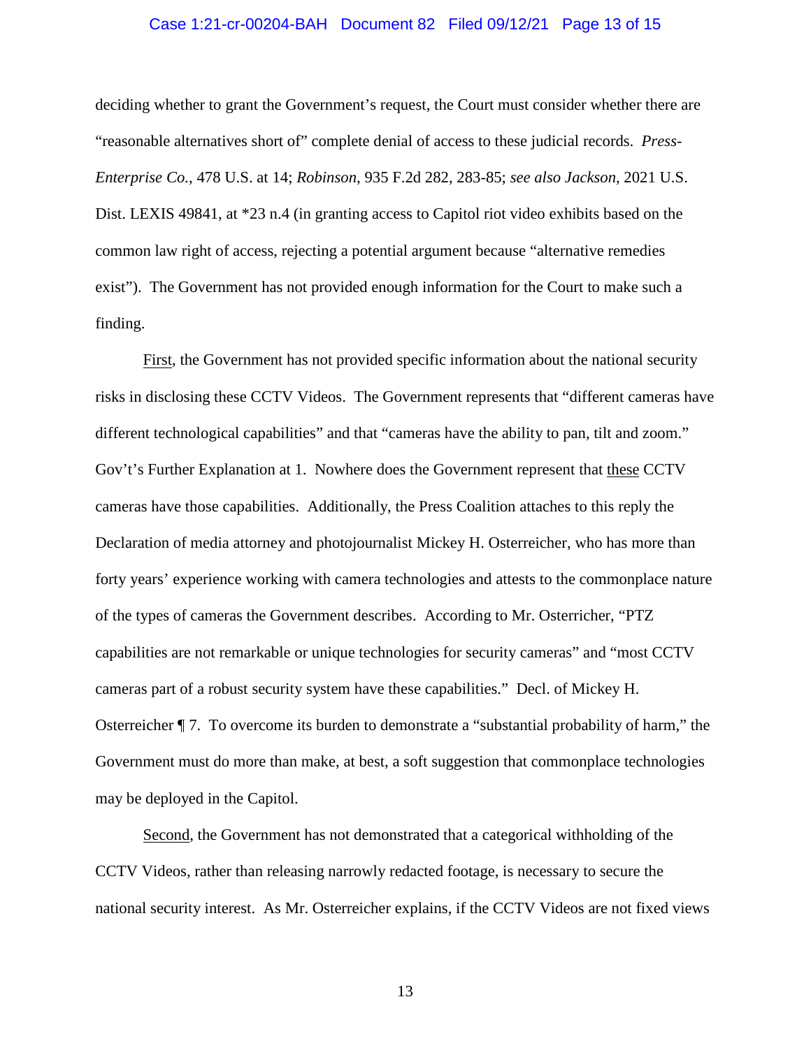deciding whether to grant the Government's request, the Court must consider whether there are "reasonable alternatives short of" complete denial of access to these judicial records. *Press-Enterprise Co.*, 478 U.S. at 14; *Robinson*, 935 F.2d 282, 283-85; *see also Jackson*, 2021 U.S. Dist. LEXIS 49841, at *23 n.4 (in granting access to Capitol riot video exhibits based on the common law right of access, rejecting a potential argument because "alternative remedies exist"). The Government has not provided enough information for the Court to make such a finding.

First, the Government has not provided specific information about the national security risks in disclosing these CCTV Videos. The Government represents that "different cameras have different technological capabilities" and that "cameras have the ability to pan, tilt and zoom." Gov't's Further Explanation at 1. Nowhere does the Government represent that these CCTV cameras have those capabilities. Additionally, the Press Coalition attaches to this reply the Declaration of media attorney and photojournalist Mickey H. Osterreicher, who has more than forty years' experience working with camera technologies and attests to the commonplace nature of the types of cameras the Government describes. According to Mr. Osterricher, "PTZ capabilities are not remarkable or unique technologies for security cameras" and "most CCTV cameras part of a robust security system have these capabilities." Decl. of Mickey H. Osterreicher ¶ 7. To overcome its burden to demonstrate a "substantial probability of harm," the Government must do more than make, at best, a soft suggestion that commonplace technologies may be deployed in the Capitol.

Second, the Government has not demonstrated that a categorical withholding of the CCTV Videos, rather than releasing narrowly redacted footage, is necessary to secure the national security interest. As Mr. Osterreicher explains, if the CCTV Videos are not fixed views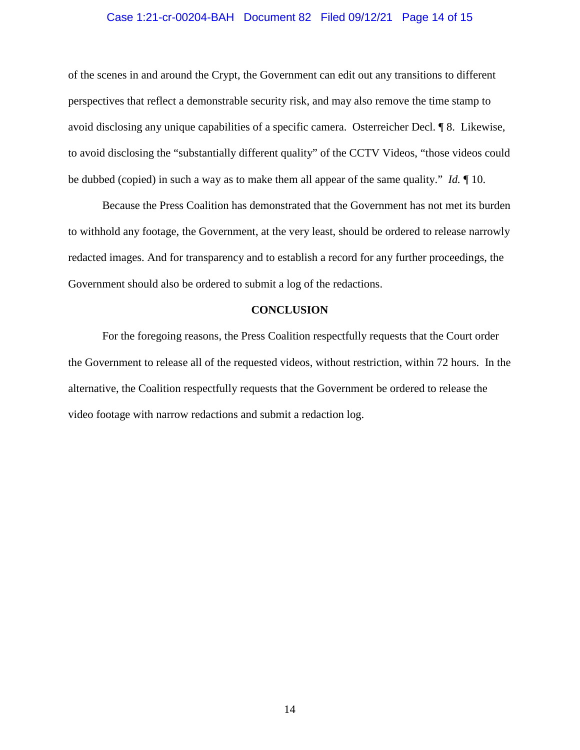of the scenes in and around the Crypt, the Government can edit out any transitions to different perspectives that reflect a demonstrable security risk, and may also remove the time stamp to avoid disclosing any unique capabilities of a specific camera. Osterreicher Decl. ¶ 8. Likewise, to avoid disclosing the "substantially different quality" of the CCTV Videos, "those videos could be dubbed (copied) in such a way as to make them all appear of the same quality." *Id.* ¶ 10.

Because the Press Coalition has demonstrated that the Government has not met its burden to withhold any footage, the Government, at the very least, should be ordered to release narrowly redacted images. And for transparency and to establish a record for any further proceedings, the Government should also be ordered to submit a log of the redactions.

## CONCLUSION

For the foregoing reasons, the Press Coalition respectfully requests that the Court order the Government to release all of the requested videos, without restriction, within 72 hours. In the alternative, the Coalition respectfully requests that the Government be ordered to release the video footage with narrow redactions and submit a redaction log.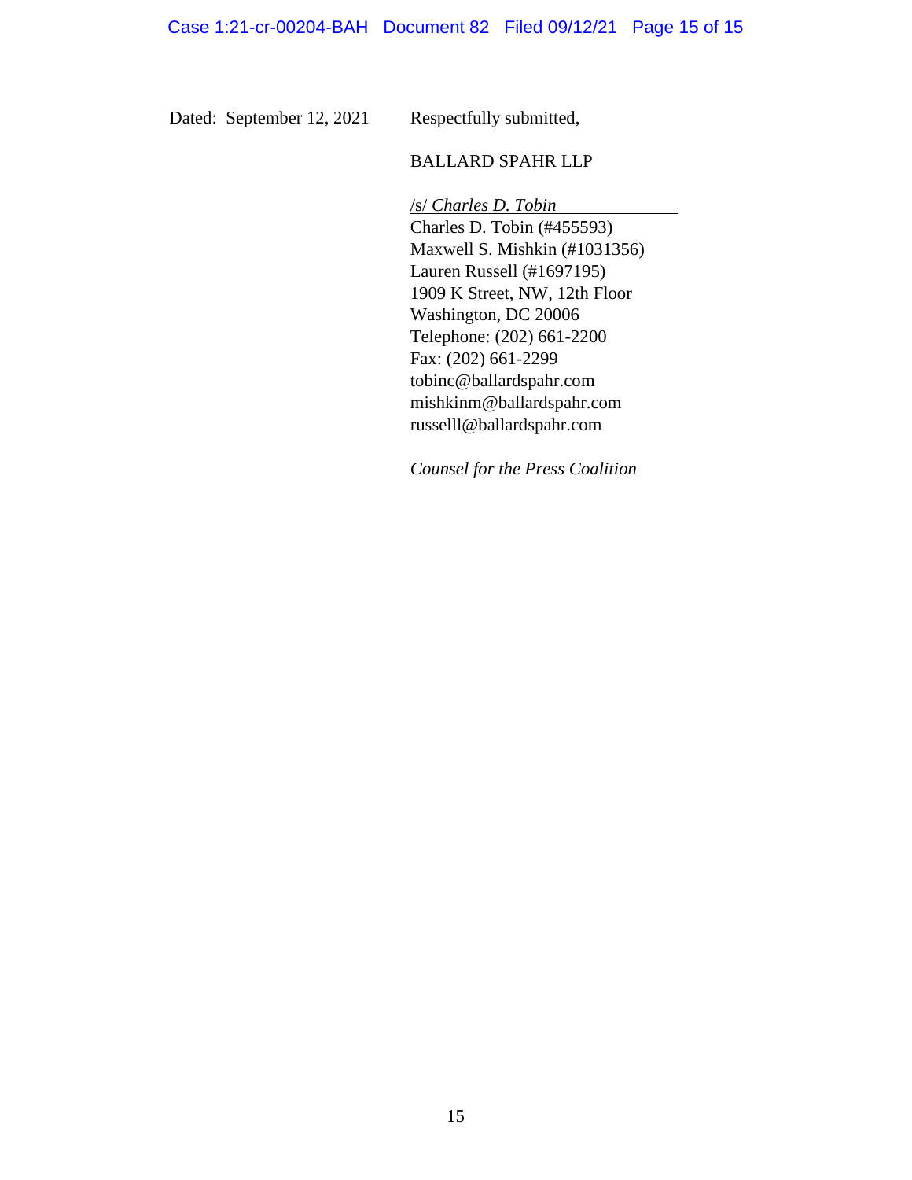Dated: September 12, 2021

Respectfully submitted,

BALLARD SPAHR LLP

/s/ *Charles D. Tobin*
Charles D. Tobin (#455593)
Maxwell S. Mishkin (#1031356)
Lauren Russell (#1697195)
1909 K Street, NW, 12th Floor
Washington, DC 20006
Telephone: (202) 661-2200
Fax: (202) 661-2299
tobinc@ballardspahr.com
mishkinm@ballardspahr.com
russelll@ballardspahr.com

*Counsel for the Press Coalition*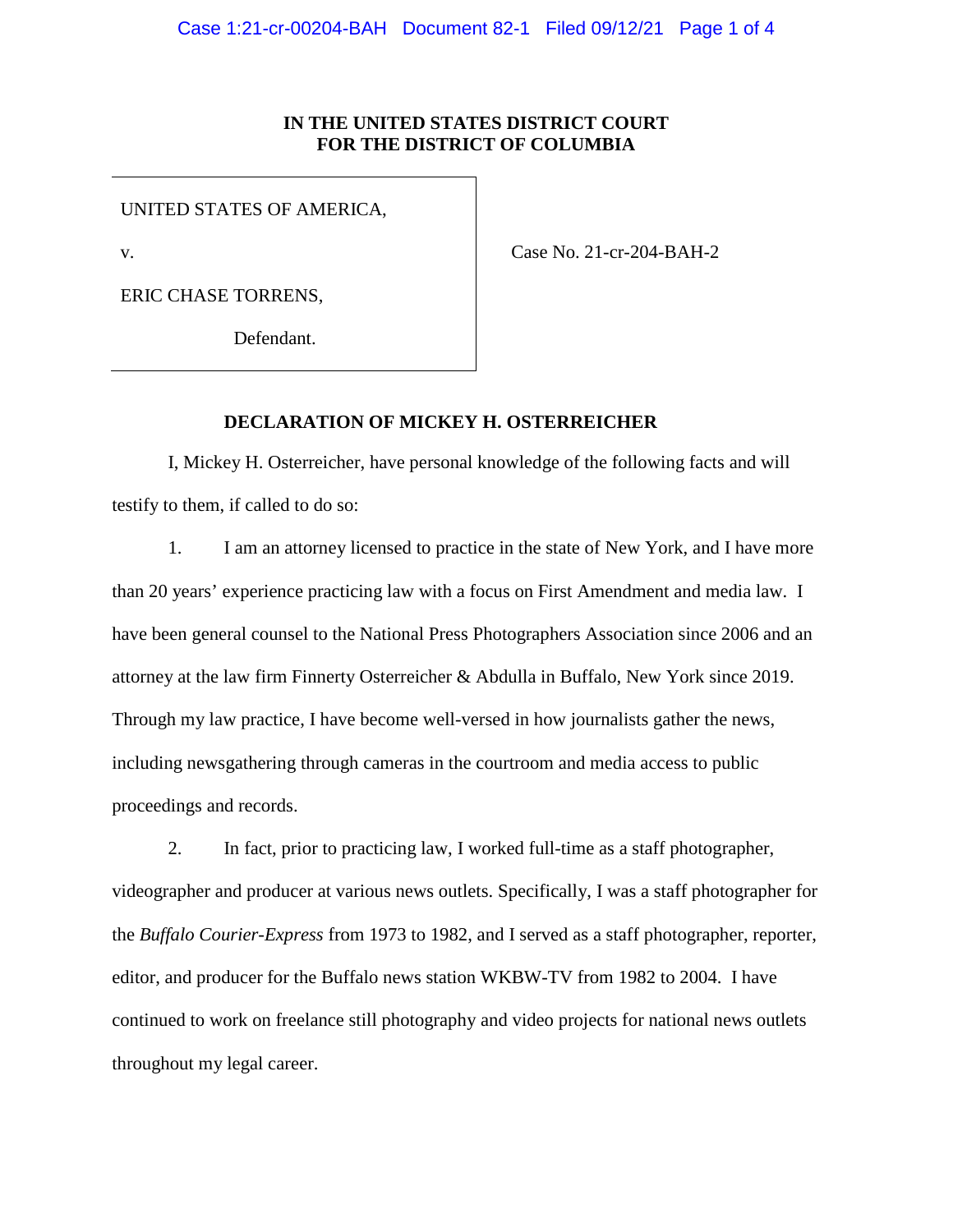# IN THE UNITED STATES DISTRICT COURT
# FOR THE DISTRICT OF COLUMBIA

| | |
|---|---|
| UNITED STATES OF AMERICA,<br><br>v.<br><br>ERIC CHASE TORRENS,<br><br>Defendant. | Case No. 21-cr-204-BAH-2 |

## DECLARATION OF MICKEY H. OSTERREICHER

I, Mickey H. Osterreicher, have personal knowledge of the following facts and will testify to them, if called to do so:

1. I am an attorney licensed to practice in the state of New York, and I have more than 20 years' experience practicing law with a focus on First Amendment and media law. I have been general counsel to the National Press Photographers Association since 2006 and an attorney at the law firm Finnerty Osterreicher & Abdulla in Buffalo, New York since 2019. Through my law practice, I have become well-versed in how journalists gather the news, including newsgathering through cameras in the courtroom and media access to public proceedings and records.

2. In fact, prior to practicing law, I worked full-time as a staff photographer, videographer and producer at various news outlets. Specifically, I was a staff photographer for the *Buffalo Courier-Express* from 1973 to 1982, and I served as a staff photographer, reporter, editor, and producer for the Buffalo news station WKBW-TV from 1982 to 2004. I have continued to work on freelance still photography and video projects for national news outlets throughout my legal career.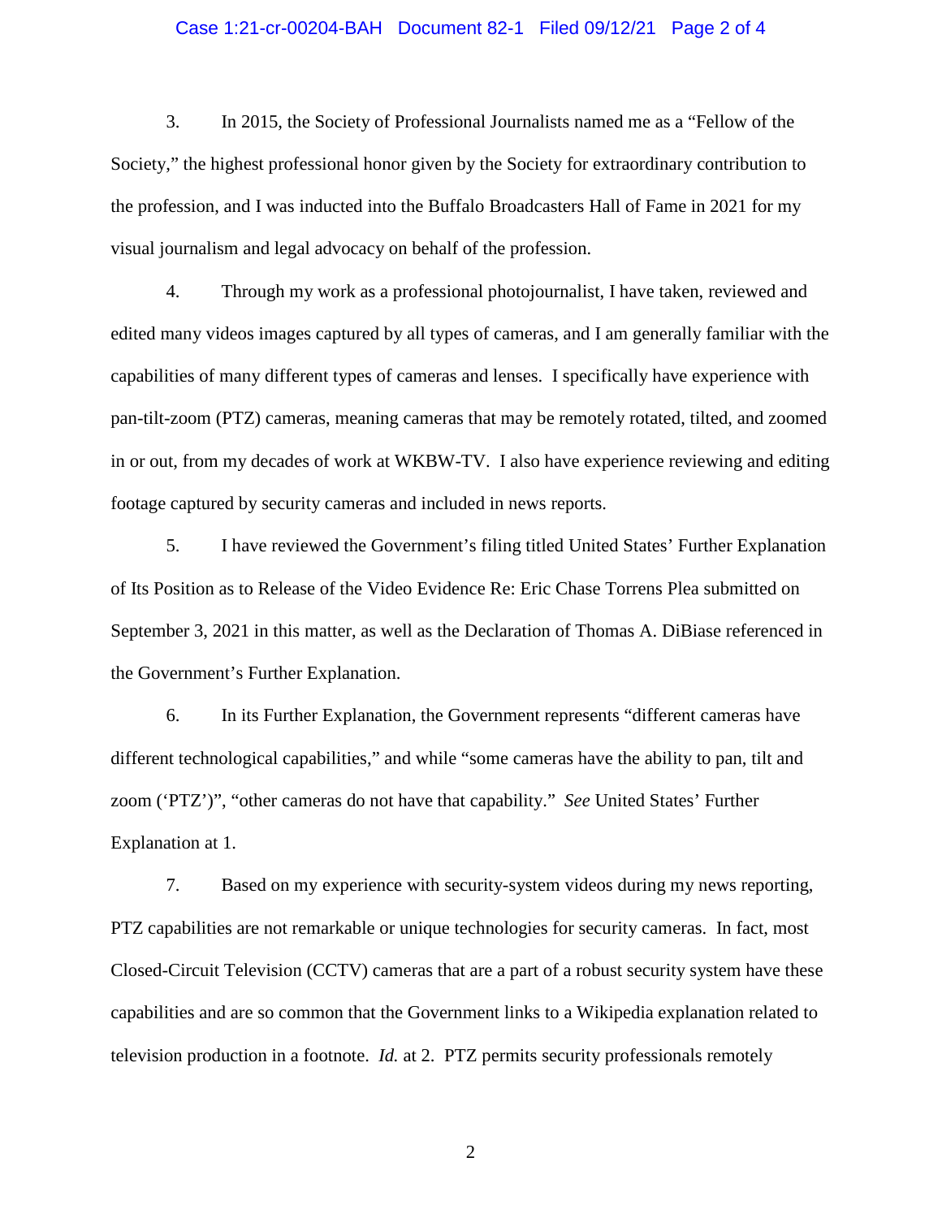3. In 2015, the Society of Professional Journalists named me as a "Fellow of the Society," the highest professional honor given by the Society for extraordinary contribution to the profession, and I was inducted into the Buffalo Broadcasters Hall of Fame in 2021 for my visual journalism and legal advocacy on behalf of the profession.

4. Through my work as a professional photojournalist, I have taken, reviewed and edited many videos images captured by all types of cameras, and I am generally familiar with the capabilities of many different types of cameras and lenses. I specifically have experience with pan-tilt-zoom (PTZ) cameras, meaning cameras that may be remotely rotated, tilted, and zoomed in or out, from my decades of work at WKBW-TV. I also have experience reviewing and editing footage captured by security cameras and included in news reports.

5. I have reviewed the Government's filing titled United States' Further Explanation of Its Position as to Release of the Video Evidence Re: Eric Chase Torrens Plea submitted on September 3, 2021 in this matter, as well as the Declaration of Thomas A. DiBiase referenced in the Government's Further Explanation.

6. In its Further Explanation, the Government represents "different cameras have different technological capabilities," and while "some cameras have the ability to pan, tilt and zoom ('PTZ')", "other cameras do not have that capability." *See* United States' Further Explanation at 1.

7. Based on my experience with security-system videos during my news reporting, PTZ capabilities are not remarkable or unique technologies for security cameras. In fact, most Closed-Circuit Television (CCTV) cameras that are a part of a robust security system have these capabilities and are so common that the Government links to a Wikipedia explanation related to television production in a footnote. *Id.* at 2. PTZ permits security professionals remotely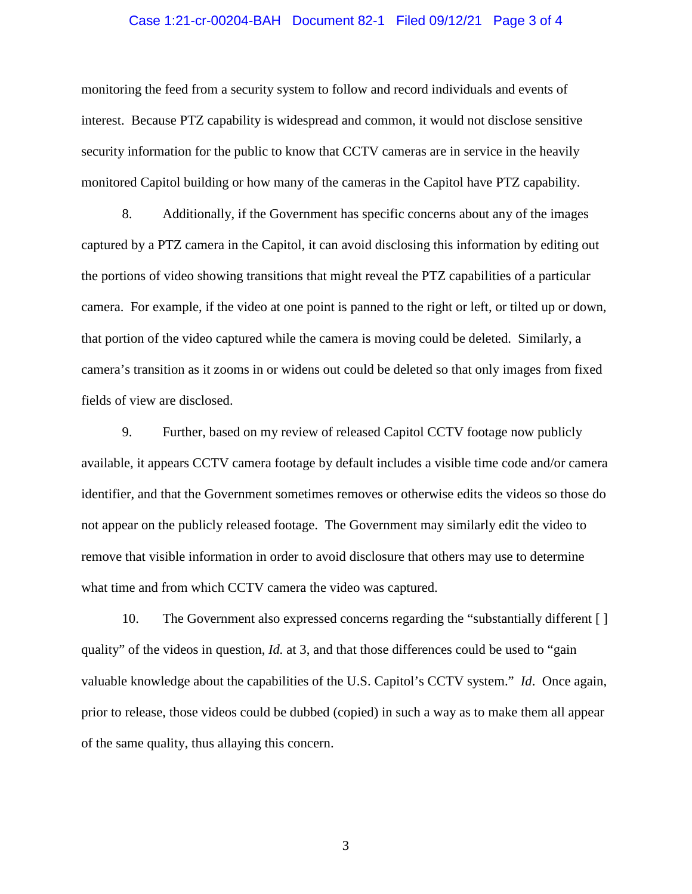monitoring the feed from a security system to follow and record individuals and events of interest. Because PTZ capability is widespread and common, it would not disclose sensitive security information for the public to know that CCTV cameras are in service in the heavily monitored Capitol building or how many of the cameras in the Capitol have PTZ capability.

8. Additionally, if the Government has specific concerns about any of the images captured by a PTZ camera in the Capitol, it can avoid disclosing this information by editing out the portions of video showing transitions that might reveal the PTZ capabilities of a particular camera. For example, if the video at one point is panned to the right or left, or tilted up or down, that portion of the video captured while the camera is moving could be deleted. Similarly, a camera's transition as it zooms in or widens out could be deleted so that only images from fixed fields of view are disclosed.

9. Further, based on my review of released Capitol CCTV footage now publicly available, it appears CCTV camera footage by default includes a visible time code and/or camera identifier, and that the Government sometimes removes or otherwise edits the videos so those do not appear on the publicly released footage. The Government may similarly edit the video to remove that visible information in order to avoid disclosure that others may use to determine what time and from which CCTV camera the video was captured.

10. The Government also expressed concerns regarding the "substantially different [ ] quality" of the videos in question, *Id.* at 3, and that those differences could be used to "gain valuable knowledge about the capabilities of the U.S. Capitol's CCTV system." *Id*. Once again, prior to release, those videos could be dubbed (copied) in such a way as to make them all appear of the same quality, thus allaying this concern.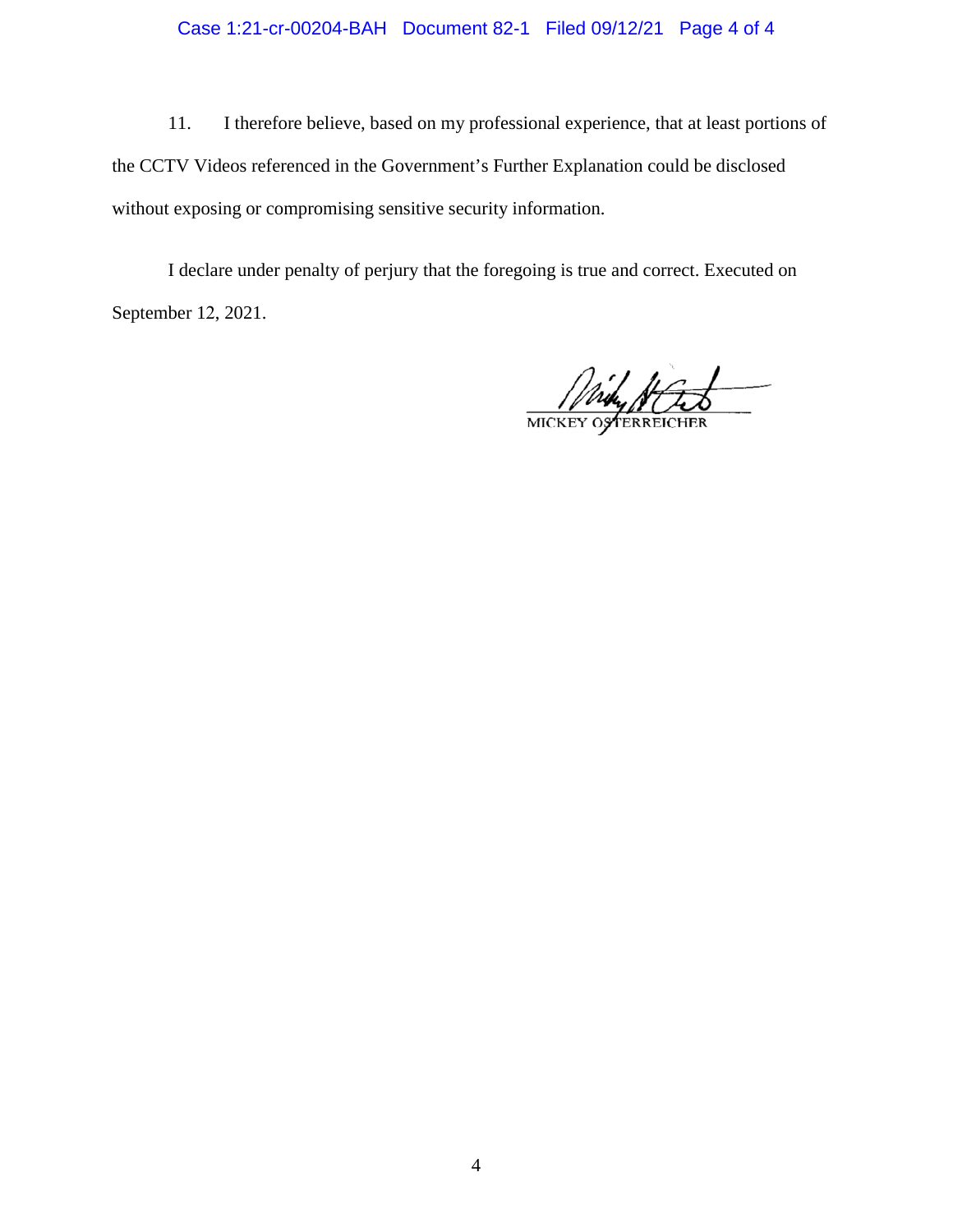11. I therefore believe, based on my professional experience, that at least portions of the CCTV Videos referenced in the Government's Further Explanation could be disclosed without exposing or compromising sensitive security information.

I declare under penalty of perjury that the foregoing is true and correct. Executed on September 12, 2021.

MICKEY OSTERREICHER